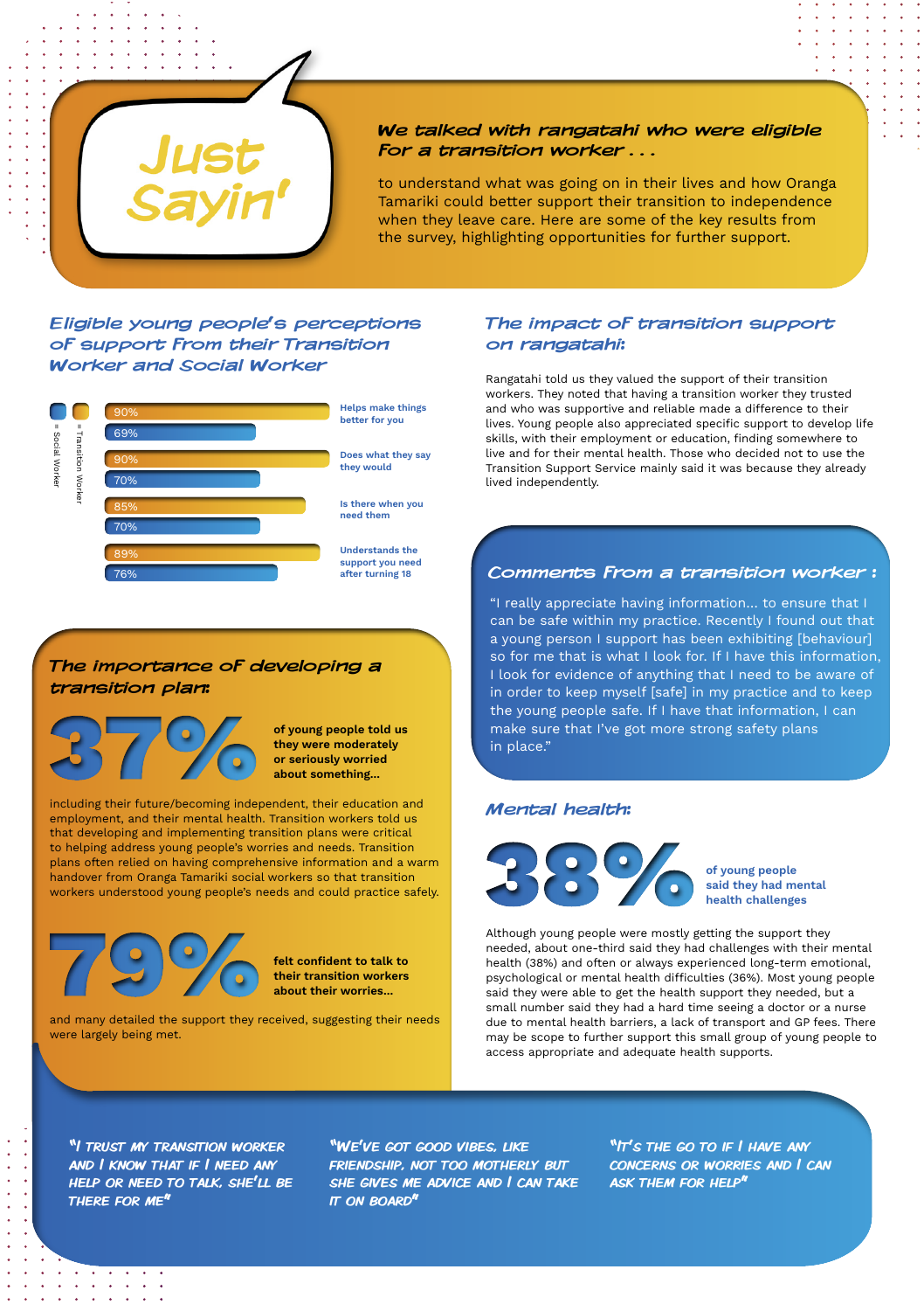# Just Sayin'

***We talked with rangatahi who were eligible for a transition worker . . .***

to understand what was going on in their lives and how Oranga Tamariki could better support their transition to independence when they leave care. Here are some of the key results from the survey, highlighting opportunities for further support.

## Eligible young people's perceptions of support from their Transition Worker and Social Worker

| | Transition Worker | Social Worker |
|---|---|---|
| Helps make things better for you | 90% | 69% |
| Does what they say they would | 90% | 70% |
| Is there when you need them | 85% | 70% |
| Understands the support you need after turning 18 | 89% | 76% |

## The importance of developing a transition plan:

**37%** **of young people told us they were moderately or seriously worried about something...**

including their future/becoming independent, their education and employment, and their mental health. Transition workers told us that developing and implementing transition plans were critical to helping address young people's worries and needs. Transition plans often relied on having comprehensive information and a warm handover from Oranga Tamariki social workers so that transition workers understood young people's needs and could practice safely.

**79%** **felt confident to talk to their transition workers about their worries...**

and many detailed the support they received, suggesting their needs were largely being met.

## The impact of transition support on rangatahi:

Rangatahi told us they valued the support of their transition workers. They noted that having a transition worker they trusted and who was supportive and reliable made a difference to their lives. Young people also appreciated specific support to develop life skills, with their employment or education, finding somewhere to live and for their mental health. Those who decided not to use the Transition Support Service mainly said it was because they already lived independently.

## Comments from a transition worker:

"I really appreciate having information... to ensure that I can be safe within my practice. Recently I found out that a young person I support has been exhibiting [behaviour] so for me that is what I look for. If I have this information, I look for evidence of anything that I need to be aware of in order to keep myself [safe] in my practice and to keep the young people safe. If I have that information, I can make sure that I've got more strong safety plans in place."

## Mental health:

**38%** **of young people said they had mental health challenges**

Although young people were mostly getting the support they needed, about one-third said they had challenges with their mental health (38%) and often or always experienced long-term emotional, psychological or mental health difficulties (36%). Most young people said they were able to get the health support they needed, but a small number said they had a hard time seeing a doctor or a nurse due to mental health barriers, a lack of transport and GP fees. There may be scope to further support this small group of young people to access appropriate and adequate health supports.

*"I TRUST MY TRANSITION WORKER AND I KNOW THAT IF I NEED ANY HELP OR NEED TO TALK, SHE'LL BE THERE FOR ME"*

*"WE'VE GOT GOOD VIBES, LIKE FRIENDSHIP, NOT TOO MOTHERLY BUT SHE GIVES ME ADVICE AND I CAN TAKE IT ON BOARD"*

*"IT'S THE GO TO IF I HAVE ANY CONCERNS OR WORRIES AND I CAN ASK THEM FOR HELP"*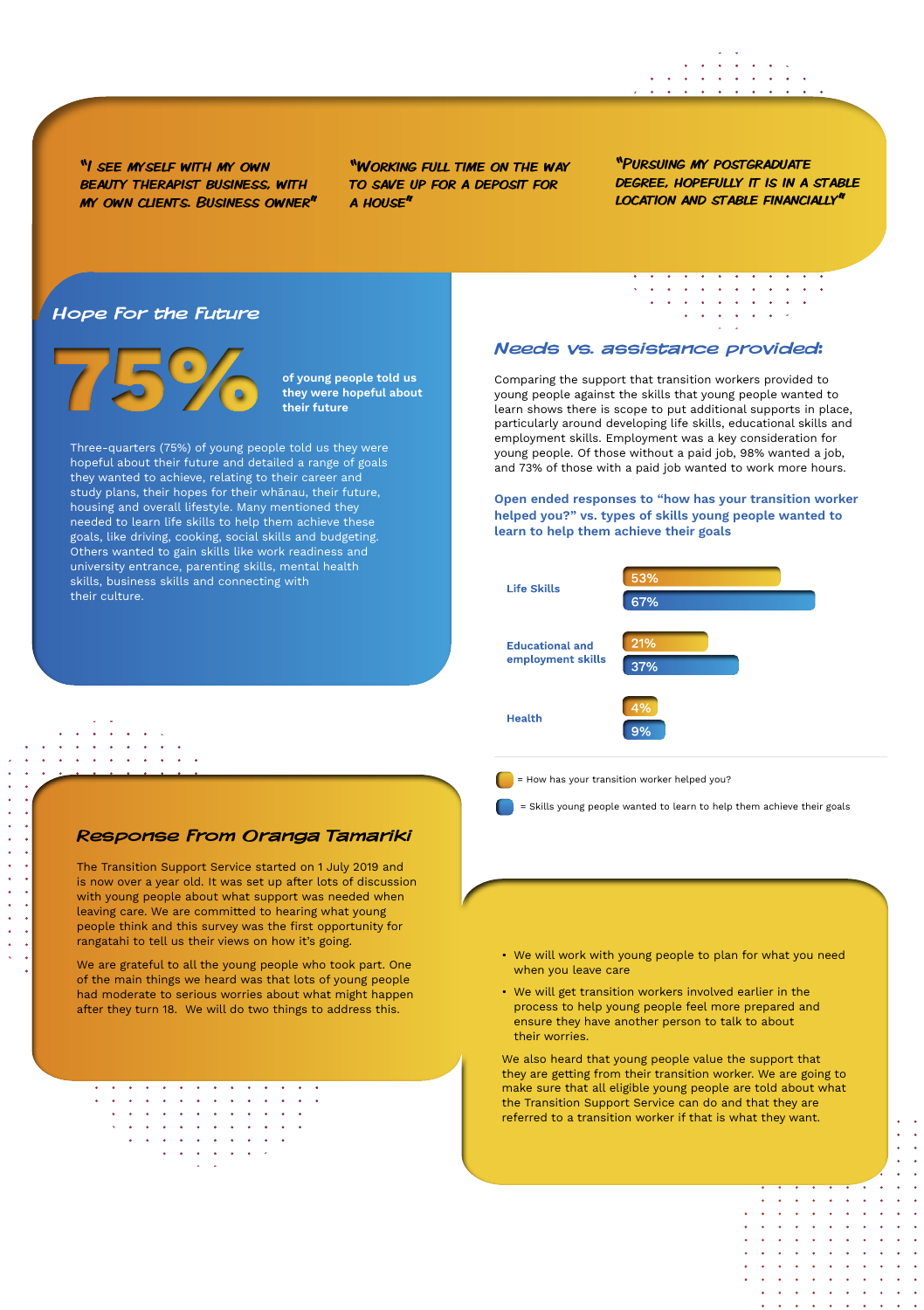"I SEE MYSELF WITH MY OWN BEAUTY THERAPIST BUSINESS, WITH MY OWN CLIENTS. BUSINESS OWNER"

"WORKING FULL TIME ON THE WAY TO SAVE UP FOR A DEPOSIT FOR A HOUSE"

"PURSUING MY POSTGRADUATE DEGREE, HOPEFULLY IT IS IN A STABLE LOCATION AND STABLE FINANCIALLY"

## Hope For the Future

**75%**

**of young people told us they were hopeful about their future**

Three-quarters (75%) of young people told us they were hopeful about their future and detailed a range of goals they wanted to achieve, relating to their career and study plans, their hopes for their whānau, their future, housing and overall lifestyle. Many mentioned they needed to learn life skills to help them achieve these goals, like driving, cooking, social skills and budgeting. Others wanted to gain skills like work readiness and university entrance, parenting skills, mental health skills, business skills and connecting with their culture.

## Needs vs. assistance provided:

Comparing the support that transition workers provided to young people against the skills that young people wanted to learn shows there is scope to put additional supports in place, particularly around developing life skills, educational skills and employment skills. Employment was a key consideration for young people. Of those without a paid job, 98% wanted a job, and 73% of those with a paid job wanted to work more hours.

**Open ended responses to "how has your transition worker helped you?" vs. types of skills young people wanted to learn to help them achieve their goals**

Life Skills
53%
67%

Educational and employment skills
21%
37%

Health
4%
9%

= How has your transition worker helped you?

= Skills young people wanted to learn to help them achieve their goals

## Response From Oranga Tamariki

The Transition Support Service started on 1 July 2019 and is now over a year old. It was set up after lots of discussion with young people about what support was needed when leaving care. We are committed to hearing what young people think and this survey was the first opportunity for rangatahi to tell us their views on how it's going.

We are grateful to all the young people who took part. One of the main things we heard was that lots of young people had moderate to serious worries about what might happen after they turn 18. We will do two things to address this.

- We will work with young people to plan for what you need when you leave care
- We will get transition workers involved earlier in the process to help young people feel more prepared and ensure they have another person to talk to about their worries.

We also heard that young people value the support that they are getting from their transition worker. We are going to make sure that all eligible young people are told about what the Transition Support Service can do and that they are referred to a transition worker if that is what they want.